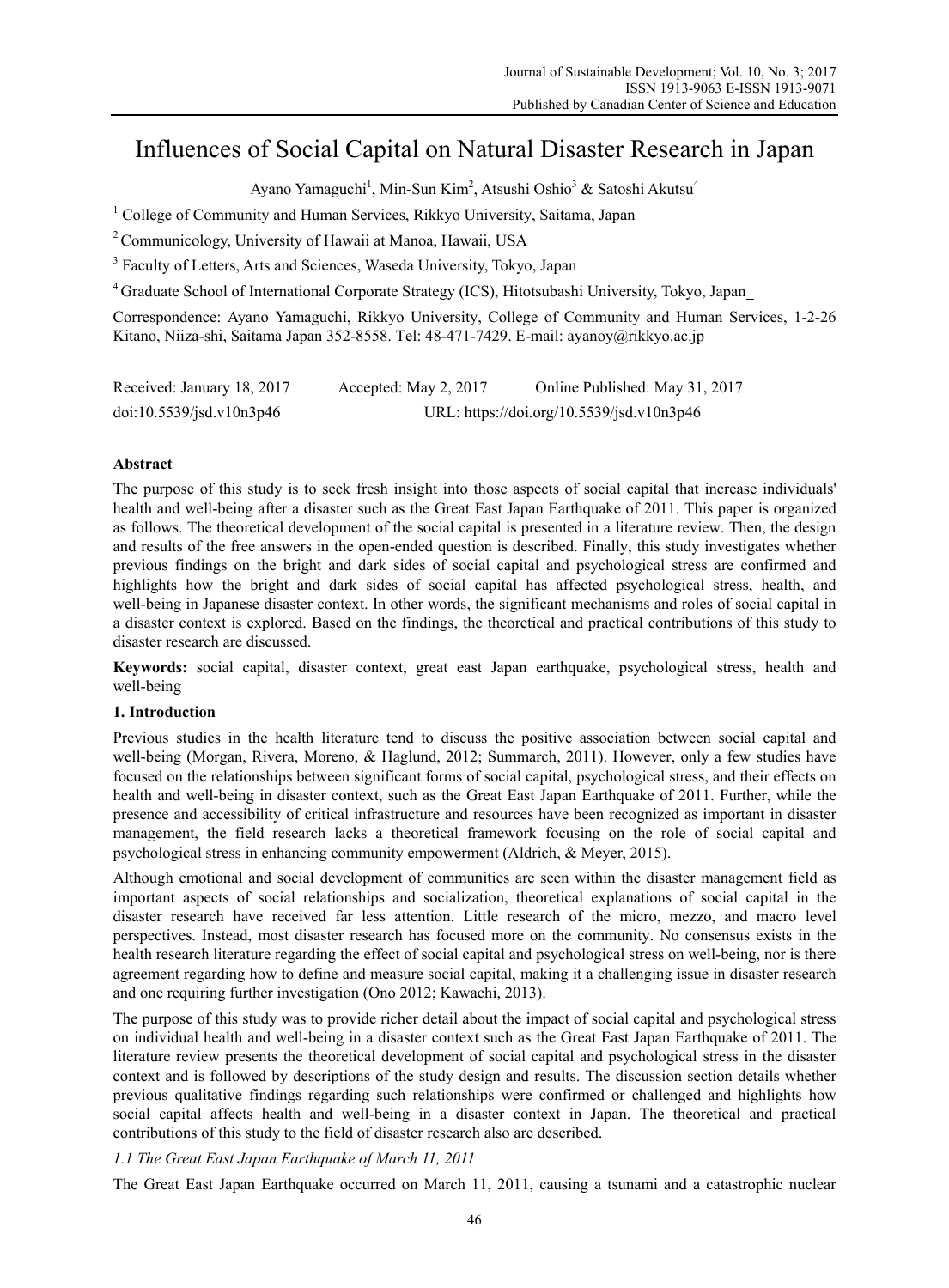# Influences of Social Capital on Natural Disaster Research in Japan

Ayano Yamaguchi[1], Min-Sun Kim[2], Atsushi Oshio[3] & Satoshi Akutsu[4]

[1] College of Community and Human Services, Rikkyo University, Saitama, Japan

[2] Communicology, University of Hawaii at Manoa, Hawaii, USA

[3] Faculty of Letters, Arts and Sciences, Waseda University, Tokyo, Japan

[4] Graduate School of International Corporate Strategy (ICS), Hitotsubashi University, Tokyo, Japan

Correspondence: Ayano Yamaguchi, Rikkyo University, College of Community and Human Services, 1-2-26 Kitano, Niiza-shi, Saitama Japan 352-8558. Tel: 48-471-7429. E-mail: ayanoy@rikkyo.ac.jp

Received: January 18, 2017 Accepted: May 2, 2017 Online Published: May 31, 2017

doi:10.5539/jsd.v10n3p46 URL: https://doi.org/10.5539/jsd.v10n3p46

## Abstract

The purpose of this study is to seek fresh insight into those aspects of social capital that increase individuals' health and well-being after a disaster such as the Great East Japan Earthquake of 2011. This paper is organized as follows. The theoretical development of the social capital is presented in a literature review. Then, the design and results of the free answers in the open-ended question is described. Finally, this study investigates whether previous findings on the bright and dark sides of social capital and psychological stress are confirmed and highlights how the bright and dark sides of social capital has affected psychological stress, health, and well-being in Japanese disaster context. In other words, the significant mechanisms and roles of social capital in a disaster context is explored. Based on the findings, the theoretical and practical contributions of this study to disaster research are discussed.

**Keywords:** social capital, disaster context, great east Japan earthquake, psychological stress, health and well-being

## 1. Introduction

Previous studies in the health literature tend to discuss the positive association between social capital and well-being (Morgan, Rivera, Moreno, & Haglund, 2012; Summarch, 2011). However, only a few studies have focused on the relationships between significant forms of social capital, psychological stress, and their effects on health and well-being in disaster context, such as the Great East Japan Earthquake of 2011. Further, while the presence and accessibility of critical infrastructure and resources have been recognized as important in disaster management, the field research lacks a theoretical framework focusing on the role of social capital and psychological stress in enhancing community empowerment (Aldrich, & Meyer, 2015).

Although emotional and social development of communities are seen within the disaster management field as important aspects of social relationships and socialization, theoretical explanations of social capital in the disaster research have received far less attention. Little research of the micro, mezzo, and macro level perspectives. Instead, most disaster research has focused more on the community. No consensus exists in the health research literature regarding the effect of social capital and psychological stress on well-being, nor is there agreement regarding how to define and measure social capital, making it a challenging issue in disaster research and one requiring further investigation (Ono 2012; Kawachi, 2013).

The purpose of this study was to provide richer detail about the impact of social capital and psychological stress on individual health and well-being in a disaster context such as the Great East Japan Earthquake of 2011. The literature review presents the theoretical development of social capital and psychological stress in the disaster context and is followed by descriptions of the study design and results. The discussion section details whether previous qualitative findings regarding such relationships were confirmed or challenged and highlights how social capital affects health and well-being in a disaster context in Japan. The theoretical and practical contributions of this study to the field of disaster research also are described.

### *1.1 The Great East Japan Earthquake of March 11, 2011*

The Great East Japan Earthquake occurred on March 11, 2011, causing a tsunami and a catastrophic nuclear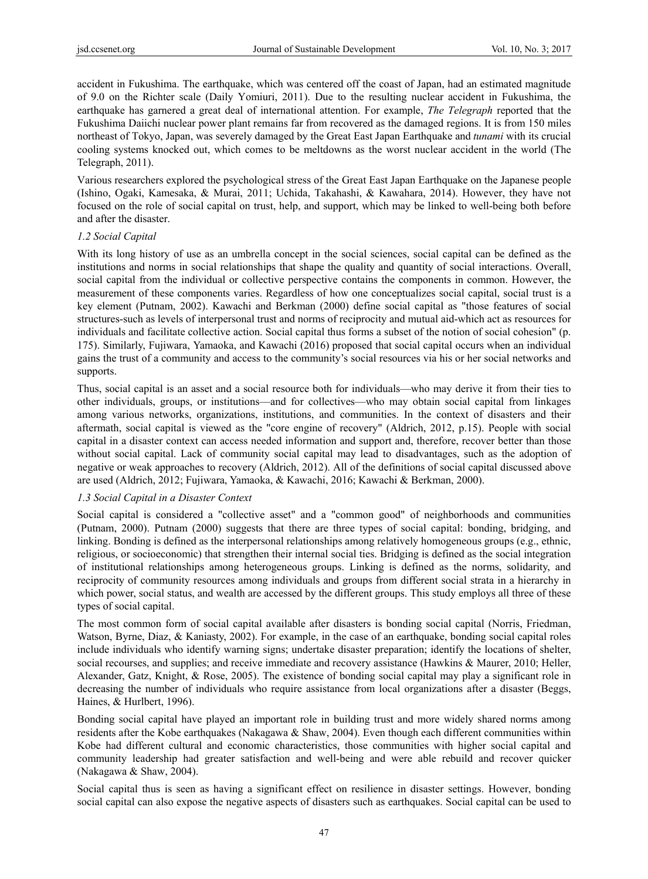accident in Fukushima. The earthquake, which was centered off the coast of Japan, had an estimated magnitude of 9.0 on the Richter scale (Daily Yomiuri, 2011). Due to the resulting nuclear accident in Fukushima, the earthquake has garnered a great deal of international attention. For example, *The Telegraph* reported that the Fukushima Daiichi nuclear power plant remains far from recovered as the damaged regions. It is from 150 miles northeast of Tokyo, Japan, was severely damaged by the Great East Japan Earthquake and *tunami* with its crucial cooling systems knocked out, which comes to be meltdowns as the worst nuclear accident in the world (The Telegraph, 2011).

Various researchers explored the psychological stress of the Great East Japan Earthquake on the Japanese people (Ishino, Ogaki, Kamesaka, & Murai, 2011; Uchida, Takahashi, & Kawahara, 2014). However, they have not focused on the role of social capital on trust, help, and support, which may be linked to well-being both before and after the disaster.

### *1.2 Social Capital*

With its long history of use as an umbrella concept in the social sciences, social capital can be defined as the institutions and norms in social relationships that shape the quality and quantity of social interactions. Overall, social capital from the individual or collective perspective contains the components in common. However, the measurement of these components varies. Regardless of how one conceptualizes social capital, social trust is a key element (Putnam, 2002). Kawachi and Berkman (2000) define social capital as "those features of social structures-such as levels of interpersonal trust and norms of reciprocity and mutual aid-which act as resources for individuals and facilitate collective action. Social capital thus forms a subset of the notion of social cohesion" (p. 175). Similarly, Fujiwara, Yamaoka, and Kawachi (2016) proposed that social capital occurs when an individual gains the trust of a community and access to the community's social resources via his or her social networks and supports.

Thus, social capital is an asset and a social resource both for individuals—who may derive it from their ties to other individuals, groups, or institutions—and for collectives—who may obtain social capital from linkages among various networks, organizations, institutions, and communities. In the context of disasters and their aftermath, social capital is viewed as the "core engine of recovery" (Aldrich, 2012, p.15). People with social capital in a disaster context can access needed information and support and, therefore, recover better than those without social capital. Lack of community social capital may lead to disadvantages, such as the adoption of negative or weak approaches to recovery (Aldrich, 2012). All of the definitions of social capital discussed above are used (Aldrich, 2012; Fujiwara, Yamaoka, & Kawachi, 2016; Kawachi & Berkman, 2000).

### *1.3 Social Capital in a Disaster Context*

Social capital is considered a "collective asset" and a "common good" of neighborhoods and communities (Putnam, 2000). Putnam (2000) suggests that there are three types of social capital: bonding, bridging, and linking. Bonding is defined as the interpersonal relationships among relatively homogeneous groups (e.g., ethnic, religious, or socioeconomic) that strengthen their internal social ties. Bridging is defined as the social integration of institutional relationships among heterogeneous groups. Linking is defined as the norms, solidarity, and reciprocity of community resources among individuals and groups from different social strata in a hierarchy in which power, social status, and wealth are accessed by the different groups. This study employs all three of these types of social capital.

The most common form of social capital available after disasters is bonding social capital (Norris, Friedman, Watson, Byrne, Diaz, & Kaniasty, 2002). For example, in the case of an earthquake, bonding social capital roles include individuals who identify warning signs; undertake disaster preparation; identify the locations of shelter, social recourses, and supplies; and receive immediate and recovery assistance (Hawkins & Maurer, 2010; Heller, Alexander, Gatz, Knight, & Rose, 2005). The existence of bonding social capital may play a significant role in decreasing the number of individuals who require assistance from local organizations after a disaster (Beggs, Haines, & Hurlbert, 1996).

Bonding social capital have played an important role in building trust and more widely shared norms among residents after the Kobe earthquakes (Nakagawa & Shaw, 2004). Even though each different communities within Kobe had different cultural and economic characteristics, those communities with higher social capital and community leadership had greater satisfaction and well-being and were able rebuild and recover quicker (Nakagawa & Shaw, 2004).

Social capital thus is seen as having a significant effect on resilience in disaster settings. However, bonding social capital can also expose the negative aspects of disasters such as earthquakes. Social capital can be used to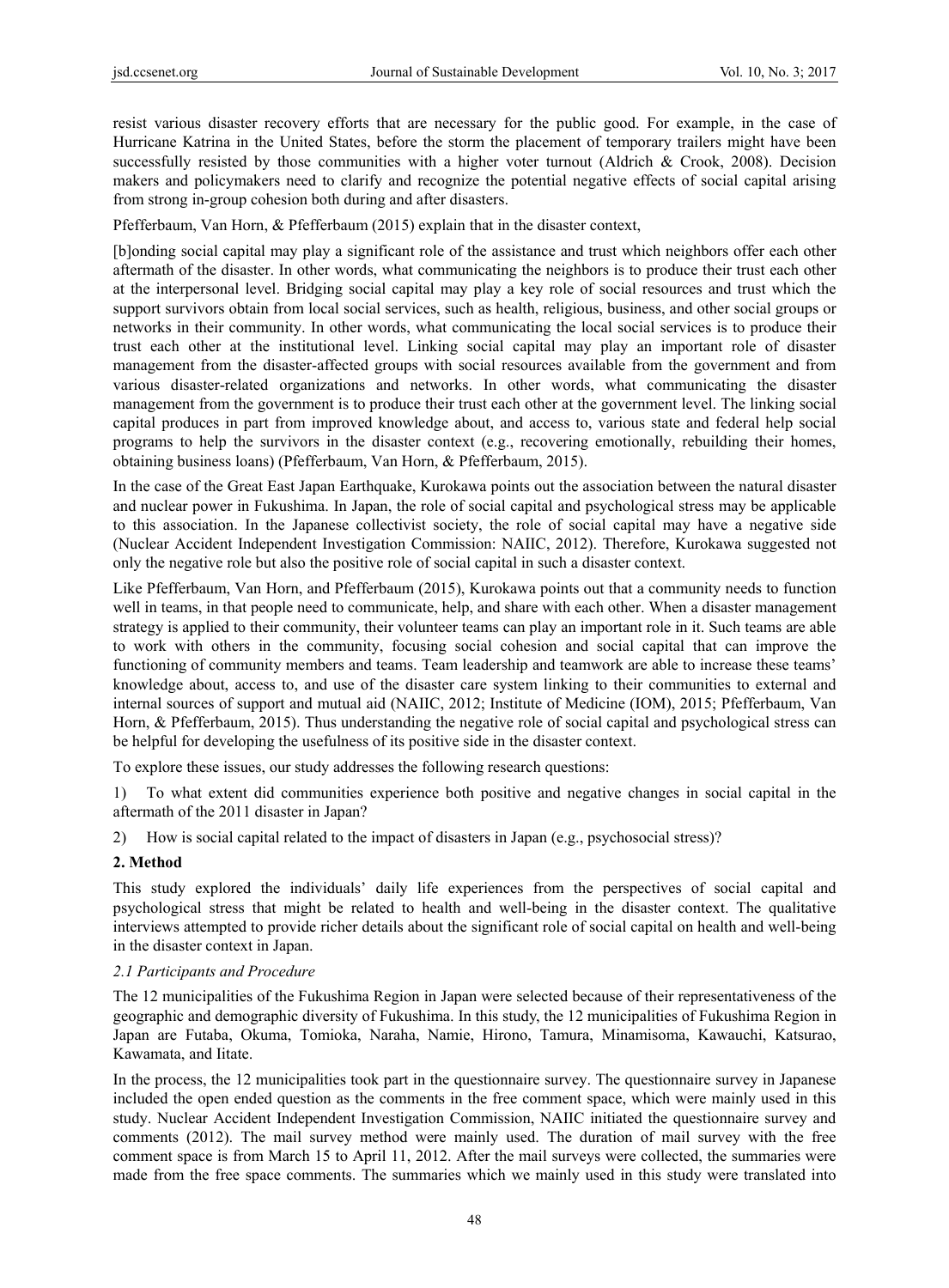resist various disaster recovery efforts that are necessary for the public good. For example, in the case of Hurricane Katrina in the United States, before the storm the placement of temporary trailers might have been successfully resisted by those communities with a higher voter turnout (Aldrich & Crook, 2008). Decision makers and policymakers need to clarify and recognize the potential negative effects of social capital arising from strong in-group cohesion both during and after disasters.

Pfefferbaum, Van Horn, & Pfefferbaum (2015) explain that in the disaster context,

[b]onding social capital may play a significant role of the assistance and trust which neighbors offer each other aftermath of the disaster. In other words, what communicating the neighbors is to produce their trust each other at the interpersonal level. Bridging social capital may play a key role of social resources and trust which the support survivors obtain from local social services, such as health, religious, business, and other social groups or networks in their community. In other words, what communicating the local social services is to produce their trust each other at the institutional level. Linking social capital may play an important role of disaster management from the disaster-affected groups with social resources available from the government and from various disaster-related organizations and networks. In other words, what communicating the disaster management from the government is to produce their trust each other at the government level. The linking social capital produces in part from improved knowledge about, and access to, various state and federal help social programs to help the survivors in the disaster context (e.g., recovering emotionally, rebuilding their homes, obtaining business loans) (Pfefferbaum, Van Horn, & Pfefferbaum, 2015).

In the case of the Great East Japan Earthquake, Kurokawa points out the association between the natural disaster and nuclear power in Fukushima. In Japan, the role of social capital and psychological stress may be applicable to this association. In the Japanese collectivist society, the role of social capital may have a negative side (Nuclear Accident Independent Investigation Commission: NAIIC, 2012). Therefore, Kurokawa suggested not only the negative role but also the positive role of social capital in such a disaster context.

Like Pfefferbaum, Van Horn, and Pfefferbaum (2015), Kurokawa points out that a community needs to function well in teams, in that people need to communicate, help, and share with each other. When a disaster management strategy is applied to their community, their volunteer teams can play an important role in it. Such teams are able to work with others in the community, focusing social cohesion and social capital that can improve the functioning of community members and teams. Team leadership and teamwork are able to increase these teams' knowledge about, access to, and use of the disaster care system linking to their communities to external and internal sources of support and mutual aid (NAIIC, 2012; Institute of Medicine (IOM), 2015; Pfefferbaum, Van Horn, & Pfefferbaum, 2015). Thus understanding the negative role of social capital and psychological stress can be helpful for developing the usefulness of its positive side in the disaster context.

To explore these issues, our study addresses the following research questions:

1) To what extent did communities experience both positive and negative changes in social capital in the aftermath of the 2011 disaster in Japan?

2) How is social capital related to the impact of disasters in Japan (e.g., psychosocial stress)?

## 2. Method

This study explored the individuals' daily life experiences from the perspectives of social capital and psychological stress that might be related to health and well-being in the disaster context. The qualitative interviews attempted to provide richer details about the significant role of social capital on health and well-being in the disaster context in Japan.

### *2.1 Participants and Procedure*

The 12 municipalities of the Fukushima Region in Japan were selected because of their representativeness of the geographic and demographic diversity of Fukushima. In this study, the 12 municipalities of Fukushima Region in Japan are Futaba, Okuma, Tomioka, Naraha, Namie, Hirono, Tamura, Minamisoma, Kawauchi, Katsurao, Kawamata, and Iitate.

In the process, the 12 municipalities took part in the questionnaire survey. The questionnaire survey in Japanese included the open ended question as the comments in the free comment space, which were mainly used in this study. Nuclear Accident Independent Investigation Commission, NAIIC initiated the questionnaire survey and comments (2012). The mail survey method were mainly used. The duration of mail survey with the free comment space is from March 15 to April 11, 2012. After the mail surveys were collected, the summaries were made from the free space comments. The summaries which we mainly used in this study were translated into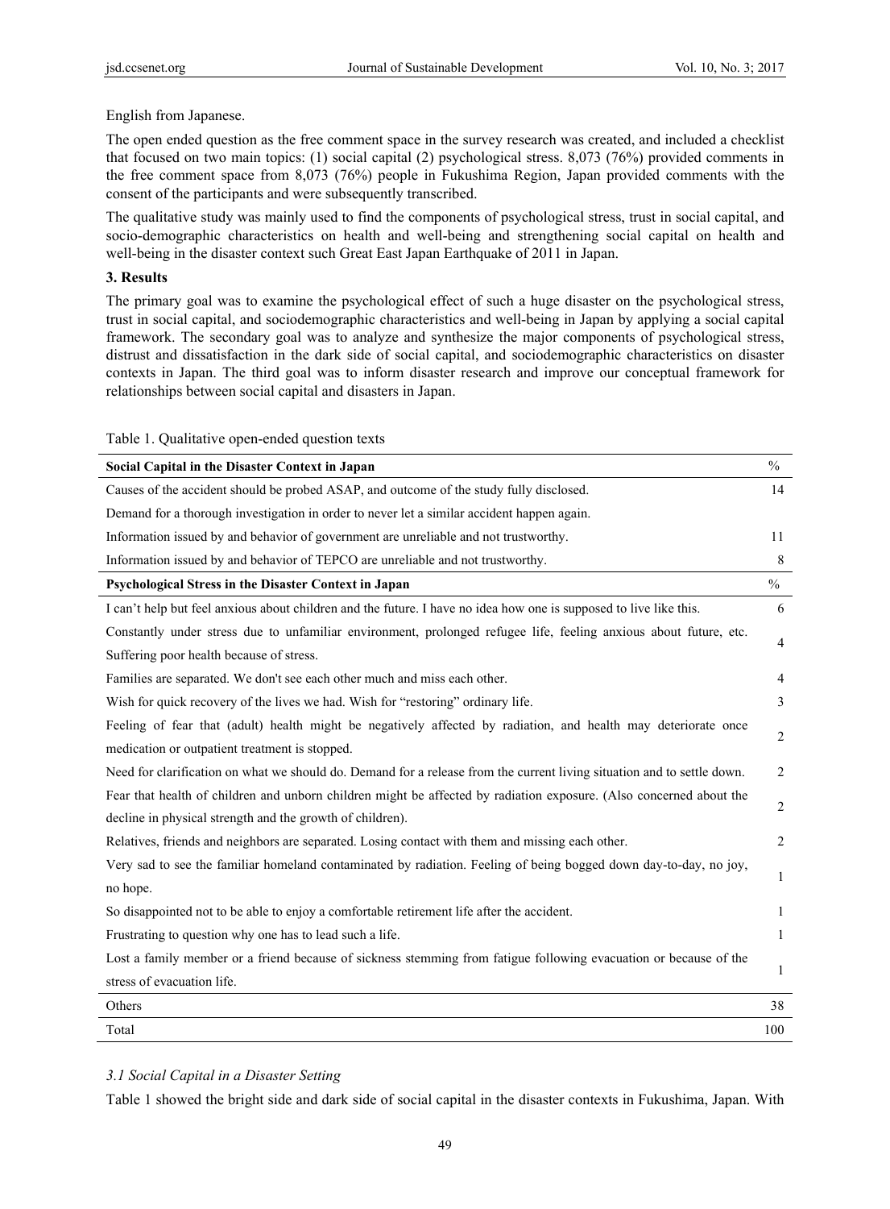English from Japanese.

The open ended question as the free comment space in the survey research was created, and included a checklist that focused on two main topics: (1) social capital (2) psychological stress. 8,073 (76%) provided comments in the free comment space from 8,073 (76%) people in Fukushima Region, Japan provided comments with the consent of the participants and were subsequently transcribed.

The qualitative study was mainly used to find the components of psychological stress, trust in social capital, and socio-demographic characteristics on health and well-being and strengthening social capital on health and well-being in the disaster context such Great East Japan Earthquake of 2011 in Japan.

## 3. Results

The primary goal was to examine the psychological effect of such a huge disaster on the psychological stress, trust in social capital, and sociodemographic characteristics and well-being in Japan by applying a social capital framework. The secondary goal was to analyze and synthesize the major components of psychological stress, distrust and dissatisfaction in the dark side of social capital, and sociodemographic characteristics on disaster contexts in Japan. The third goal was to inform disaster research and improve our conceptual framework for relationships between social capital and disasters in Japan.

Table 1. Qualitative open-ended question texts

| **Social Capital in the Disaster Context in Japan** | % |
|---|---|
| Causes of the accident should be probed ASAP, and outcome of the study fully disclosed. | 14 |
| Demand for a thorough investigation in order to never let a similar accident happen again. | |
| Information issued by and behavior of government are unreliable and not trustworthy. | 11 |
| Information issued by and behavior of TEPCO are unreliable and not trustworthy. | 8 |
| **Psychological Stress in the Disaster Context in Japan** | % |
| I can't help but feel anxious about children and the future. I have no idea how one is supposed to live like this. | 6 |
| Constantly under stress due to unfamiliar environment, prolonged refugee life, feeling anxious about future, etc. Suffering poor health because of stress. | 4 |
| Families are separated. We don't see each other much and miss each other. | 4 |
| Wish for quick recovery of the lives we had. Wish for "restoring" ordinary life. | 3 |
| Feeling of fear that (adult) health might be negatively affected by radiation, and health may deteriorate once medication or outpatient treatment is stopped. | 2 |
| Need for clarification on what we should do. Demand for a release from the current living situation and to settle down. | 2 |
| Fear that health of children and unborn children might be affected by radiation exposure. (Also concerned about the decline in physical strength and the growth of children). | 2 |
| Relatives, friends and neighbors are separated. Losing contact with them and missing each other. | 2 |
| Very sad to see the familiar homeland contaminated by radiation. Feeling of being bogged down day-to-day, no joy, no hope. | 1 |
| So disappointed not to be able to enjoy a comfortable retirement life after the accident. | 1 |
| Frustrating to question why one has to lead such a life. | 1 |
| Lost a family member or a friend because of sickness stemming from fatigue following evacuation or because of the stress of evacuation life. | 1 |
| Others | 38 |
| Total | 100 |

### *3.1 Social Capital in a Disaster Setting*

Table 1 showed the bright side and dark side of social capital in the disaster contexts in Fukushima, Japan. With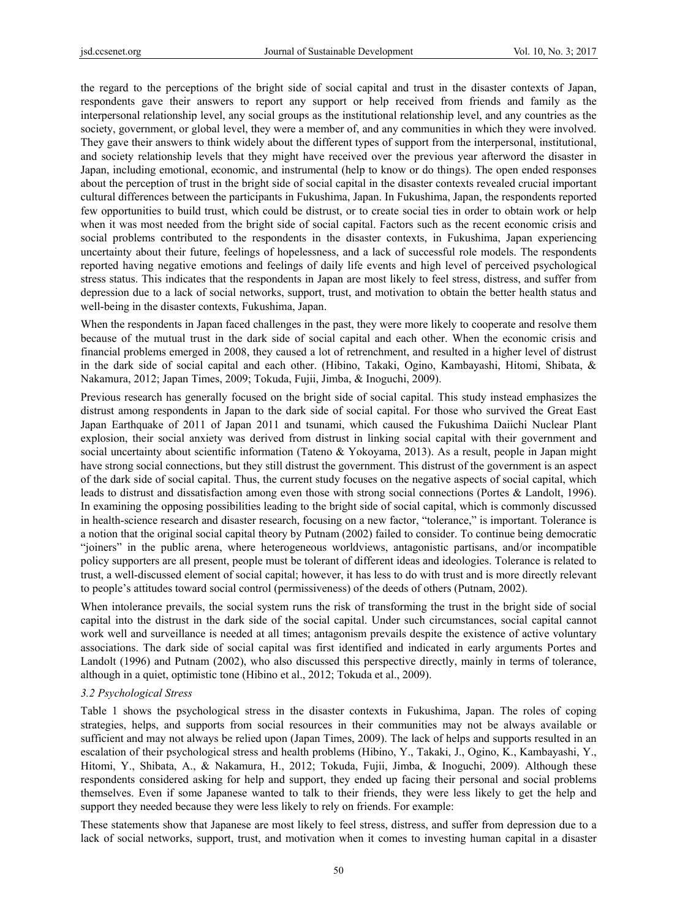the regard to the perceptions of the bright side of social capital and trust in the disaster contexts of Japan, respondents gave their answers to report any support or help received from friends and family as the interpersonal relationship level, any social groups as the institutional relationship level, and any countries as the society, government, or global level, they were a member of, and any communities in which they were involved. They gave their answers to think widely about the different types of support from the interpersonal, institutional, and society relationship levels that they might have received over the previous year afterword the disaster in Japan, including emotional, economic, and instrumental (help to know or do things). The open ended responses about the perception of trust in the bright side of social capital in the disaster contexts revealed crucial important cultural differences between the participants in Fukushima, Japan. In Fukushima, Japan, the respondents reported few opportunities to build trust, which could be distrust, or to create social ties in order to obtain work or help when it was most needed from the bright side of social capital. Factors such as the recent economic crisis and social problems contributed to the respondents in the disaster contexts, in Fukushima, Japan experiencing uncertainty about their future, feelings of hopelessness, and a lack of successful role models. The respondents reported having negative emotions and feelings of daily life events and high level of perceived psychological stress status. This indicates that the respondents in Japan are most likely to feel stress, distress, and suffer from depression due to a lack of social networks, support, trust, and motivation to obtain the better health status and well-being in the disaster contexts, Fukushima, Japan.

When the respondents in Japan faced challenges in the past, they were more likely to cooperate and resolve them because of the mutual trust in the dark side of social capital and each other. When the economic crisis and financial problems emerged in 2008, they caused a lot of retrenchment, and resulted in a higher level of distrust in the dark side of social capital and each other. (Hibino, Takaki, Ogino, Kambayashi, Hitomi, Shibata, & Nakamura, 2012; Japan Times, 2009; Tokuda, Fujii, Jimba, & Inoguchi, 2009).

Previous research has generally focused on the bright side of social capital. This study instead emphasizes the distrust among respondents in Japan to the dark side of social capital. For those who survived the Great East Japan Earthquake of 2011 of Japan 2011 and tsunami, which caused the Fukushima Daiichi Nuclear Plant explosion, their social anxiety was derived from distrust in linking social capital with their government and social uncertainty about scientific information (Tateno & Yokoyama, 2013). As a result, people in Japan might have strong social connections, but they still distrust the government. This distrust of the government is an aspect of the dark side of social capital. Thus, the current study focuses on the negative aspects of social capital, which leads to distrust and dissatisfaction among even those with strong social connections (Portes & Landolt, 1996). In examining the opposing possibilities leading to the bright side of social capital, which is commonly discussed in health-science research and disaster research, focusing on a new factor, "tolerance," is important. Tolerance is a notion that the original social capital theory by Putnam (2002) failed to consider. To continue being democratic "joiners" in the public arena, where heterogeneous worldviews, antagonistic partisans, and/or incompatible policy supporters are all present, people must be tolerant of different ideas and ideologies. Tolerance is related to trust, a well-discussed element of social capital; however, it has less to do with trust and is more directly relevant to people's attitudes toward social control (permissiveness) of the deeds of others (Putnam, 2002).

When intolerance prevails, the social system runs the risk of transforming the trust in the bright side of social capital into the distrust in the dark side of the social capital. Under such circumstances, social capital cannot work well and surveillance is needed at all times; antagonism prevails despite the existence of active voluntary associations. The dark side of social capital was first identified and indicated in early arguments Portes and Landolt (1996) and Putnam (2002), who also discussed this perspective directly, mainly in terms of tolerance, although in a quiet, optimistic tone (Hibino et al., 2012; Tokuda et al., 2009).

### *3.2 Psychological Stress*

Table 1 shows the psychological stress in the disaster contexts in Fukushima, Japan. The roles of coping strategies, helps, and supports from social resources in their communities may not be always available or sufficient and may not always be relied upon (Japan Times, 2009). The lack of helps and supports resulted in an escalation of their psychological stress and health problems (Hibino, Y., Takaki, J., Ogino, K., Kambayashi, Y., Hitomi, Y., Shibata, A., & Nakamura, H., 2012; Tokuda, Fujii, Jimba, & Inoguchi, 2009). Although these respondents considered asking for help and support, they ended up facing their personal and social problems themselves. Even if some Japanese wanted to talk to their friends, they were less likely to get the help and support they needed because they were less likely to rely on friends. For example:

These statements show that Japanese are most likely to feel stress, distress, and suffer from depression due to a lack of social networks, support, trust, and motivation when it comes to investing human capital in a disaster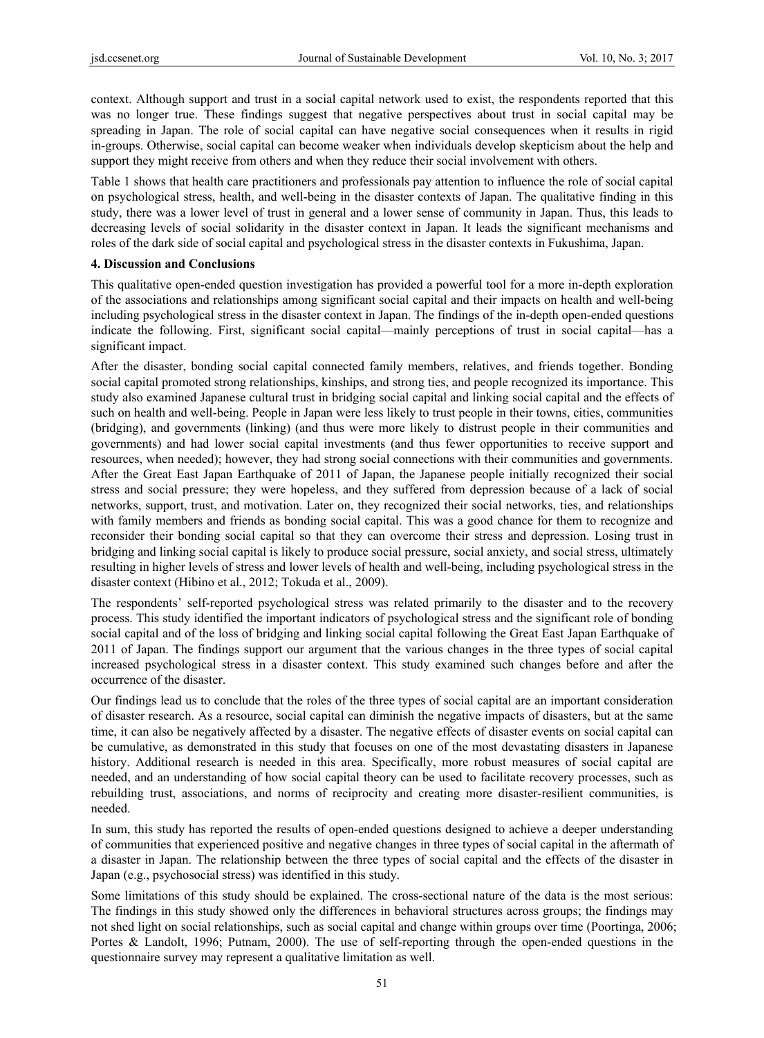context. Although support and trust in a social capital network used to exist, the respondents reported that this was no longer true. These findings suggest that negative perspectives about trust in social capital may be spreading in Japan. The role of social capital can have negative social consequences when it results in rigid in-groups. Otherwise, social capital can become weaker when individuals develop skepticism about the help and support they might receive from others and when they reduce their social involvement with others.

Table 1 shows that health care practitioners and professionals pay attention to influence the role of social capital on psychological stress, health, and well-being in the disaster contexts of Japan. The qualitative finding in this study, there was a lower level of trust in general and a lower sense of community in Japan. Thus, this leads to decreasing levels of social solidarity in the disaster context in Japan. It leads the significant mechanisms and roles of the dark side of social capital and psychological stress in the disaster contexts in Fukushima, Japan.

## 4. Discussion and Conclusions

This qualitative open-ended question investigation has provided a powerful tool for a more in-depth exploration of the associations and relationships among significant social capital and their impacts on health and well-being including psychological stress in the disaster context in Japan. The findings of the in-depth open-ended questions indicate the following. First, significant social capital—mainly perceptions of trust in social capital—has a significant impact.

After the disaster, bonding social capital connected family members, relatives, and friends together. Bonding social capital promoted strong relationships, kinships, and strong ties, and people recognized its importance. This study also examined Japanese cultural trust in bridging social capital and linking social capital and the effects of such on health and well-being. People in Japan were less likely to trust people in their towns, cities, communities (bridging), and governments (linking) (and thus were more likely to distrust people in their communities and governments) and had lower social capital investments (and thus fewer opportunities to receive support and resources, when needed); however, they had strong social connections with their communities and governments. After the Great East Japan Earthquake of 2011 of Japan, the Japanese people initially recognized their social stress and social pressure; they were hopeless, and they suffered from depression because of a lack of social networks, support, trust, and motivation. Later on, they recognized their social networks, ties, and relationships with family members and friends as bonding social capital. This was a good chance for them to recognize and reconsider their bonding social capital so that they can overcome their stress and depression. Losing trust in bridging and linking social capital is likely to produce social pressure, social anxiety, and social stress, ultimately resulting in higher levels of stress and lower levels of health and well-being, including psychological stress in the disaster context (Hibino et al., 2012; Tokuda et al., 2009).

The respondents' self-reported psychological stress was related primarily to the disaster and to the recovery process. This study identified the important indicators of psychological stress and the significant role of bonding social capital and of the loss of bridging and linking social capital following the Great East Japan Earthquake of 2011 of Japan. The findings support our argument that the various changes in the three types of social capital increased psychological stress in a disaster context. This study examined such changes before and after the occurrence of the disaster.

Our findings lead us to conclude that the roles of the three types of social capital are an important consideration of disaster research. As a resource, social capital can diminish the negative impacts of disasters, but at the same time, it can also be negatively affected by a disaster. The negative effects of disaster events on social capital can be cumulative, as demonstrated in this study that focuses on one of the most devastating disasters in Japanese history. Additional research is needed in this area. Specifically, more robust measures of social capital are needed, and an understanding of how social capital theory can be used to facilitate recovery processes, such as rebuilding trust, associations, and norms of reciprocity and creating more disaster-resilient communities, is needed.

In sum, this study has reported the results of open-ended questions designed to achieve a deeper understanding of communities that experienced positive and negative changes in three types of social capital in the aftermath of a disaster in Japan. The relationship between the three types of social capital and the effects of the disaster in Japan (e.g., psychosocial stress) was identified in this study.

Some limitations of this study should be explained. The cross-sectional nature of the data is the most serious: The findings in this study showed only the differences in behavioral structures across groups; the findings may not shed light on social relationships, such as social capital and change within groups over time (Poortinga, 2006; Portes & Landolt, 1996; Putnam, 2000). The use of self-reporting through the open-ended questions in the questionnaire survey may represent a qualitative limitation as well.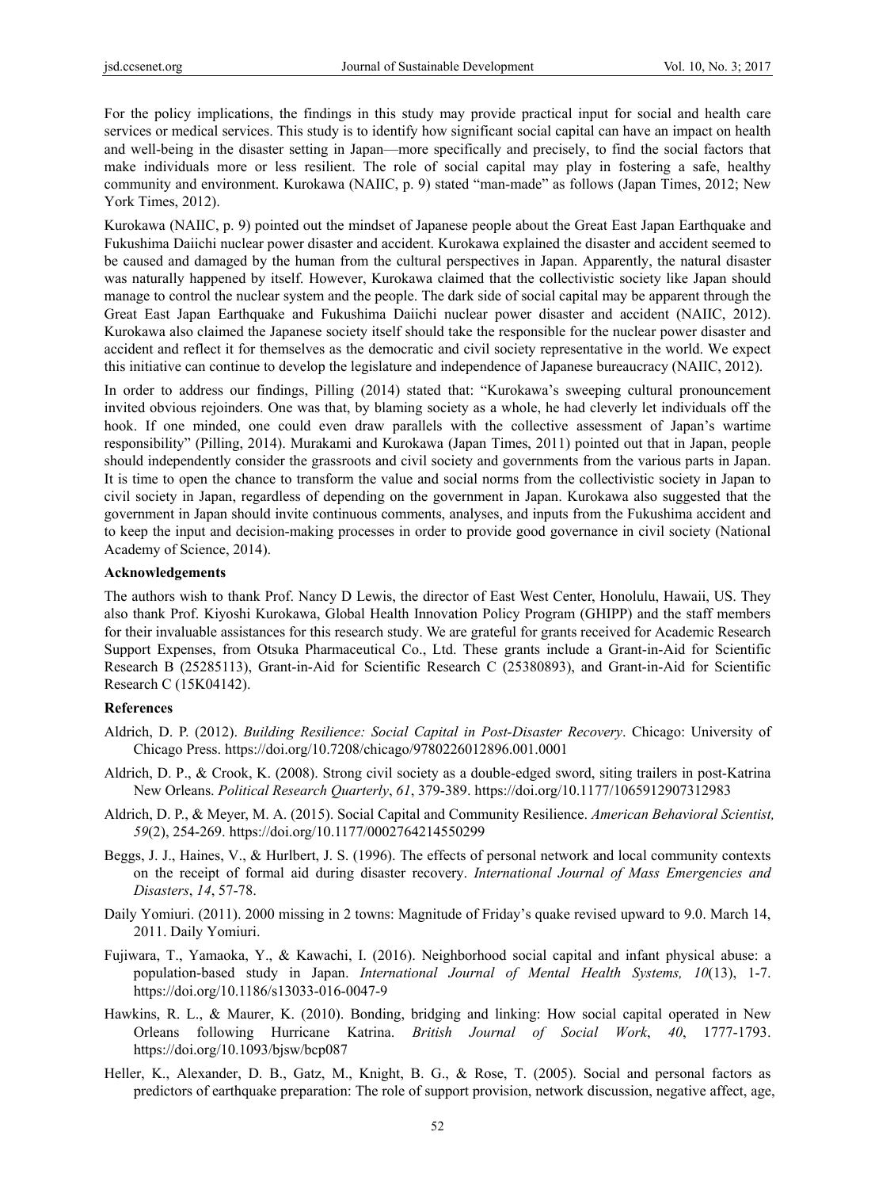For the policy implications, the findings in this study may provide practical input for social and health care services or medical services. This study is to identify how significant social capital can have an impact on health and well-being in the disaster setting in Japan—more specifically and precisely, to find the social factors that make individuals more or less resilient. The role of social capital may play in fostering a safe, healthy community and environment. Kurokawa (NAIIC, p. 9) stated "man-made" as follows (Japan Times, 2012; New York Times, 2012).

Kurokawa (NAIIC, p. 9) pointed out the mindset of Japanese people about the Great East Japan Earthquake and Fukushima Daiichi nuclear power disaster and accident. Kurokawa explained the disaster and accident seemed to be caused and damaged by the human from the cultural perspectives in Japan. Apparently, the natural disaster was naturally happened by itself. However, Kurokawa claimed that the collectivistic society like Japan should manage to control the nuclear system and the people. The dark side of social capital may be apparent through the Great East Japan Earthquake and Fukushima Daiichi nuclear power disaster and accident (NAIIC, 2012). Kurokawa also claimed the Japanese society itself should take the responsible for the nuclear power disaster and accident and reflect it for themselves as the democratic and civil society representative in the world. We expect this initiative can continue to develop the legislature and independence of Japanese bureaucracy (NAIIC, 2012).

In order to address our findings, Pilling (2014) stated that: "Kurokawa's sweeping cultural pronouncement invited obvious rejoinders. One was that, by blaming society as a whole, he had cleverly let individuals off the hook. If one minded, one could even draw parallels with the collective assessment of Japan's wartime responsibility" (Pilling, 2014). Murakami and Kurokawa (Japan Times, 2011) pointed out that in Japan, people should independently consider the grassroots and civil society and governments from the various parts in Japan. It is time to open the chance to transform the value and social norms from the collectivistic society in Japan to civil society in Japan, regardless of depending on the government in Japan. Kurokawa also suggested that the government in Japan should invite continuous comments, analyses, and inputs from the Fukushima accident and to keep the input and decision-making processes in order to provide good governance in civil society (National Academy of Science, 2014).

**Acknowledgements**

The authors wish to thank Prof. Nancy D Lewis, the director of East West Center, Honolulu, Hawaii, US. They also thank Prof. Kiyoshi Kurokawa, Global Health Innovation Policy Program (GHIPP) and the staff members for their invaluable assistances for this research study. We are grateful for grants received for Academic Research Support Expenses, from Otsuka Pharmaceutical Co., Ltd. These grants include a Grant-in-Aid for Scientific Research B (25285113), Grant-in-Aid for Scientific Research C (25380893), and Grant-in-Aid for Scientific Research C (15K04142).

**References**

Aldrich, D. P. (2012). *Building Resilience: Social Capital in Post-Disaster Recovery*. Chicago: University of Chicago Press. https://doi.org/10.7208/chicago/9780226012896.001.0001

Aldrich, D. P., & Crook, K. (2008). Strong civil society as a double-edged sword, siting trailers in post-Katrina New Orleans. *Political Research Quarterly*, *61*, 379-389. https://doi.org/10.1177/1065912907312983

Aldrich, D. P., & Meyer, M. A. (2015). Social Capital and Community Resilience. *American Behavioral Scientist, 59*(2), 254-269. https://doi.org/10.1177/0002764214550299

Beggs, J. J., Haines, V., & Hurlbert, J. S. (1996). The effects of personal network and local community contexts on the receipt of formal aid during disaster recovery. *International Journal of Mass Emergencies and Disasters*, *14*, 57-78.

Daily Yomiuri. (2011). 2000 missing in 2 towns: Magnitude of Friday's quake revised upward to 9.0. March 14, 2011. Daily Yomiuri.

Fujiwara, T., Yamaoka, Y., & Kawachi, I. (2016). Neighborhood social capital and infant physical abuse: a population-based study in Japan. *International Journal of Mental Health Systems, 10*(13), 1-7. https://doi.org/10.1186/s13033-016-0047-9

Hawkins, R. L., & Maurer, K. (2010). Bonding, bridging and linking: How social capital operated in New Orleans following Hurricane Katrina. *British Journal of Social Work*, *40*, 1777-1793. https://doi.org/10.1093/bjsw/bcp087

Heller, K., Alexander, D. B., Gatz, M., Knight, B. G., & Rose, T. (2005). Social and personal factors as predictors of earthquake preparation: The role of support provision, network discussion, negative affect, age,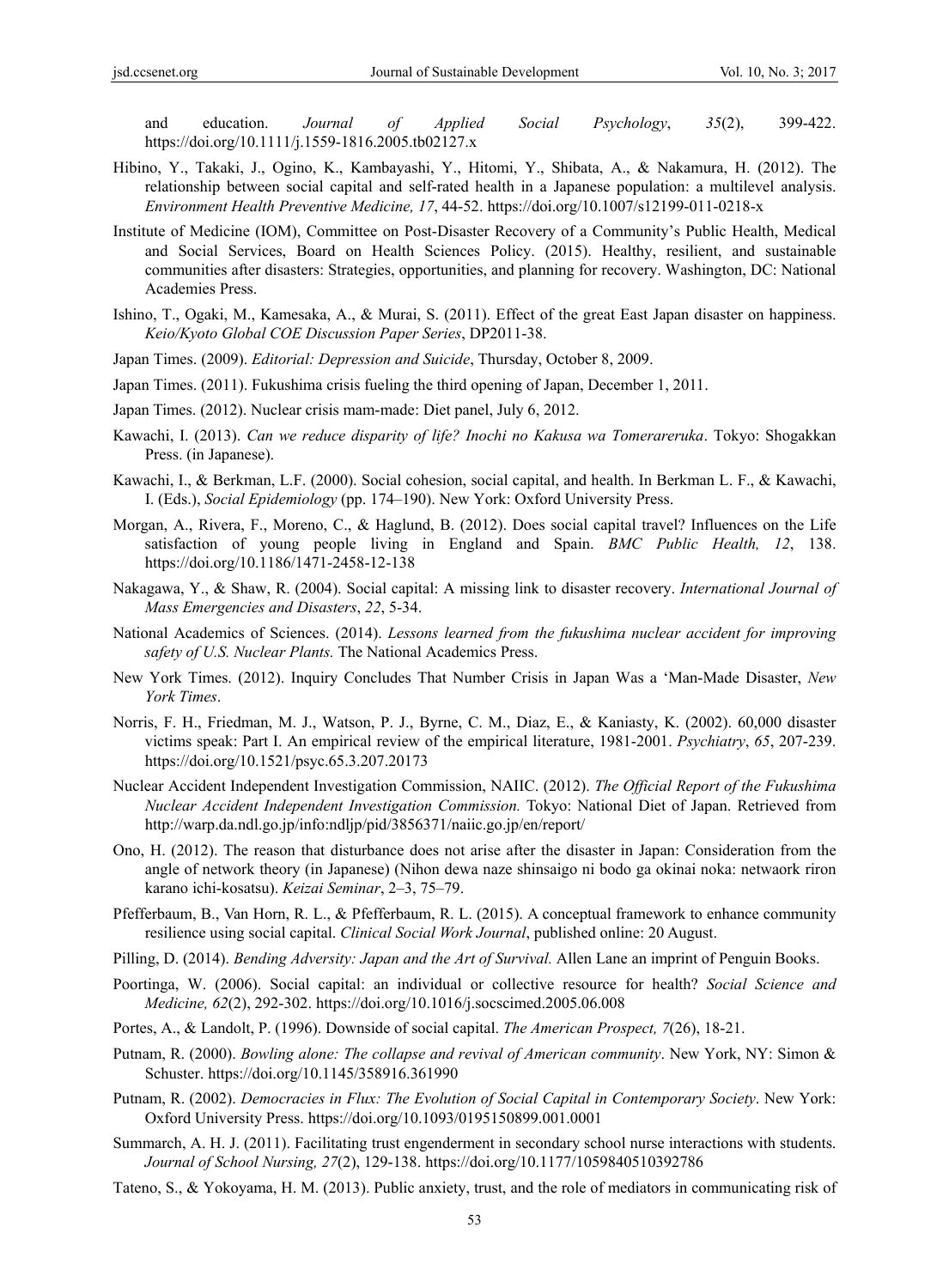and education. *Journal of Applied Social Psychology*, *35*(2), 399-422. https://doi.org/10.1111/j.1559-1816.2005.tb02127.x

Hibino, Y., Takaki, J., Ogino, K., Kambayashi, Y., Hitomi, Y., Shibata, A., & Nakamura, H. (2012). The relationship between social capital and self-rated health in a Japanese population: a multilevel analysis. *Environment Health Preventive Medicine, 17*, 44-52. https://doi.org/10.1007/s12199-011-0218-x

Institute of Medicine (IOM), Committee on Post-Disaster Recovery of a Community's Public Health, Medical and Social Services, Board on Health Sciences Policy. (2015). Healthy, resilient, and sustainable communities after disasters: Strategies, opportunities, and planning for recovery. Washington, DC: National Academies Press.

Ishino, T., Ogaki, M., Kamesaka, A., & Murai, S. (2011). Effect of the great East Japan disaster on happiness. *Keio/Kyoto Global COE Discussion Paper Series*, DP2011-38.

Japan Times. (2009). *Editorial: Depression and Suicide*, Thursday, October 8, 2009.

Japan Times. (2011). Fukushima crisis fueling the third opening of Japan, December 1, 2011.

Japan Times. (2012). Nuclear crisis mam-made: Diet panel, July 6, 2012.

Kawachi, I. (2013). *Can we reduce disparity of life? Inochi no Kakusa wa Tomerareruka*. Tokyo: Shogakkan Press. (in Japanese).

Kawachi, I., & Berkman, L.F. (2000). Social cohesion, social capital, and health. In Berkman L. F., & Kawachi, I. (Eds.), *Social Epidemiology* (pp. 174–190). New York: Oxford University Press.

Morgan, A., Rivera, F., Moreno, C., & Haglund, B. (2012). Does social capital travel? Influences on the Life satisfaction of young people living in England and Spain. *BMC Public Health, 12*, 138. https://doi.org/10.1186/1471-2458-12-138

Nakagawa, Y., & Shaw, R. (2004). Social capital: A missing link to disaster recovery. *International Journal of Mass Emergencies and Disasters*, *22*, 5-34.

National Academics of Sciences. (2014). *Lessons learned from the fukushima nuclear accident for improving safety of U.S. Nuclear Plants.* The National Academics Press.

New York Times. (2012). Inquiry Concludes That Number Crisis in Japan Was a 'Man-Made Disaster, *New York Times*.

Norris, F. H., Friedman, M. J., Watson, P. J., Byrne, C. M., Diaz, E., & Kaniasty, K. (2002). 60,000 disaster victims speak: Part I. An empirical review of the empirical literature, 1981-2001. *Psychiatry*, *65*, 207-239. https://doi.org/10.1521/psyc.65.3.207.20173

Nuclear Accident Independent Investigation Commission, NAIIC. (2012). *The Official Report of the Fukushima Nuclear Accident Independent Investigation Commission.* Tokyo: National Diet of Japan. Retrieved from http://warp.da.ndl.go.jp/info:ndljp/pid/3856371/naiic.go.jp/en/report/

Ono, H. (2012). The reason that disturbance does not arise after the disaster in Japan: Consideration from the angle of network theory (in Japanese) (Nihon dewa naze shinsaigo ni bodo ga okinai noka: netwaork riron karano ichi-kosatsu). *Keizai Seminar*, 2–3, 75–79.

Pfefferbaum, B., Van Horn, R. L., & Pfefferbaum, R. L. (2015). A conceptual framework to enhance community resilience using social capital. *Clinical Social Work Journal*, published online: 20 August.

Pilling, D. (2014). *Bending Adversity: Japan and the Art of Survival.* Allen Lane an imprint of Penguin Books.

Poortinga, W. (2006). Social capital: an individual or collective resource for health? *Social Science and Medicine, 62*(2), 292-302. https://doi.org/10.1016/j.socscimed.2005.06.008

Portes, A., & Landolt, P. (1996). Downside of social capital. *The American Prospect, 7*(26), 18-21.

Putnam, R. (2000). *Bowling alone: The collapse and revival of American community*. New York, NY: Simon & Schuster. https://doi.org/10.1145/358916.361990

Putnam, R. (2002). *Democracies in Flux: The Evolution of Social Capital in Contemporary Society*. New York: Oxford University Press. https://doi.org/10.1093/0195150899.001.0001

Summarch, A. H. J. (2011). Facilitating trust engenderment in secondary school nurse interactions with students. *Journal of School Nursing, 27*(2), 129-138. https://doi.org/10.1177/1059840510392786

Tateno, S., & Yokoyama, H. M. (2013). Public anxiety, trust, and the role of mediators in communicating risk of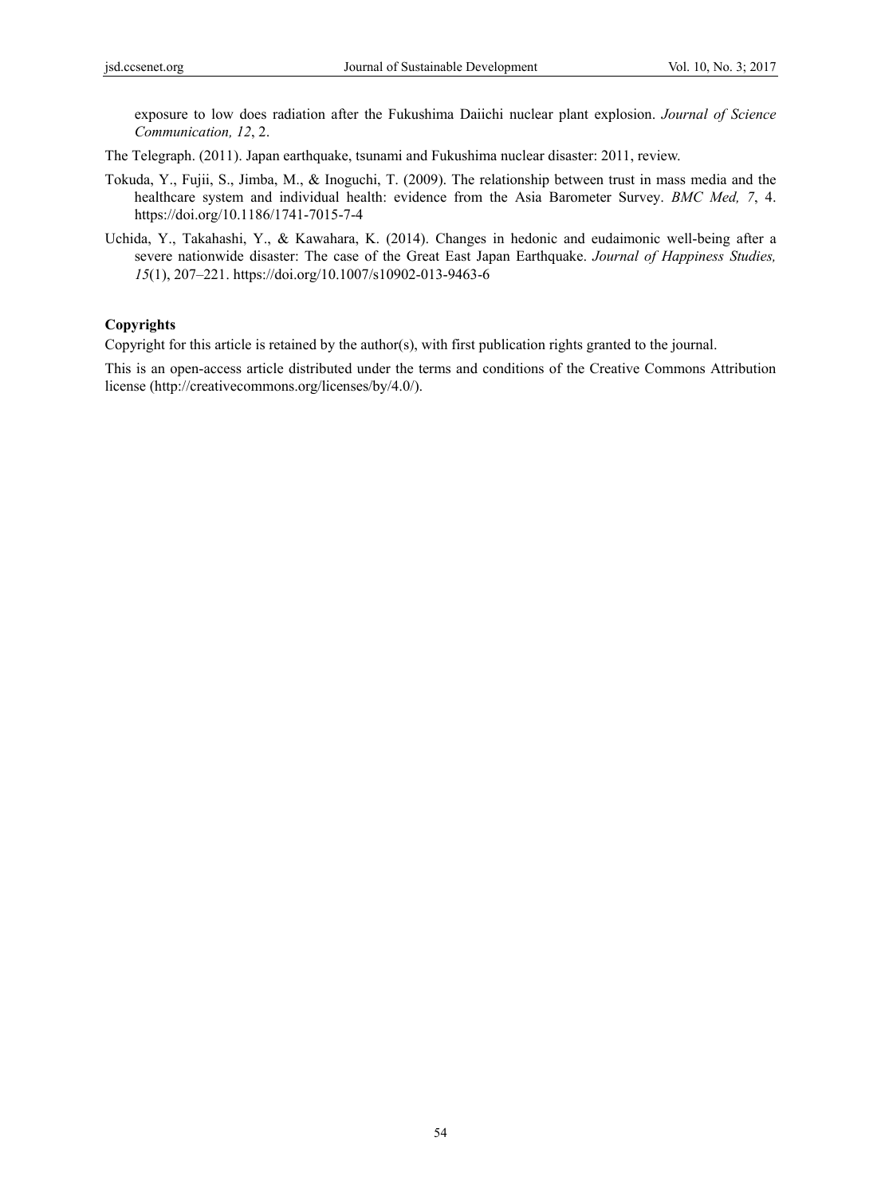exposure to low does radiation after the Fukushima Daiichi nuclear plant explosion. *Journal of Science Communication, 12*, 2.

The Telegraph. (2011). Japan earthquake, tsunami and Fukushima nuclear disaster: 2011, review.

Tokuda, Y., Fujii, S., Jimba, M., & Inoguchi, T. (2009). The relationship between trust in mass media and the healthcare system and individual health: evidence from the Asia Barometer Survey. *BMC Med, 7*, 4. https://doi.org/10.1186/1741-7015-7-4

Uchida, Y., Takahashi, Y., & Kawahara, K. (2014). Changes in hedonic and eudaimonic well-being after a severe nationwide disaster: The case of the Great East Japan Earthquake. *Journal of Happiness Studies, 15*(1), 207–221. https://doi.org/10.1007/s10902-013-9463-6

**Copyrights**

Copyright for this article is retained by the author(s), with first publication rights granted to the journal.

This is an open-access article distributed under the terms and conditions of the Creative Commons Attribution license (http://creativecommons.org/licenses/by/4.0/).